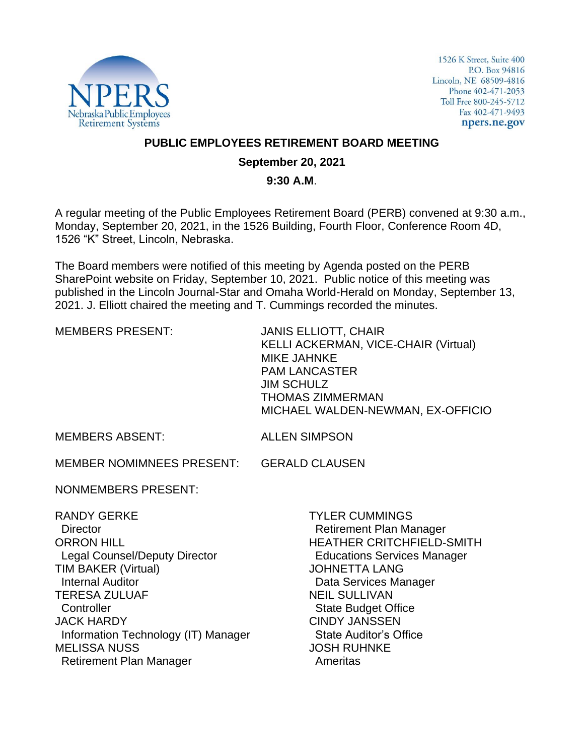NPERS
Nebraska Public Employees Retirement Systems

1526 K Street, Suite 400
P.O. Box 94816
Lincoln, NE 68509-4816
Phone 402-471-2053
Toll Free 800-245-5712
Fax 402-471-9493
**npers.ne.gov**

# PUBLIC EMPLOYEES RETIREMENT BOARD MEETING

**September 20, 2021**

**9:30 A.M.**

A regular meeting of the Public Employees Retirement Board (PERB) convened at 9:30 a.m., Monday, September 20, 2021, in the 1526 Building, Fourth Floor, Conference Room 4D, 1526 "K" Street, Lincoln, Nebraska.

The Board members were notified of this meeting by Agenda posted on the PERB SharePoint website on Friday, September 10, 2021. Public notice of this meeting was published in the Lincoln Journal-Star and Omaha World-Herald on Monday, September 13, 2021. J. Elliott chaired the meeting and T. Cummings recorded the minutes.

MEMBERS PRESENT:

JANIS ELLIOTT, CHAIR
KELLI ACKERMAN, VICE-CHAIR (Virtual)
MIKE JAHNKE
PAM LANCASTER
JIM SCHULZ
THOMAS ZIMMERMAN
MICHAEL WALDEN-NEWMAN, EX-OFFICIO

MEMBERS ABSENT: ALLEN SIMPSON

MEMBER NOMIMNEES PRESENT: GERALD CLAUSEN

NONMEMBERS PRESENT:

RANDY GERKE
Director
ORRON HILL
Legal Counsel/Deputy Director
TIM BAKER (Virtual)
Internal Auditor
TERESA ZULUAF
Controller
JACK HARDY
Information Technology (IT) Manager
MELISSA NUSS
Retirement Plan Manager

TYLER CUMMINGS
Retirement Plan Manager
HEATHER CRITCHFIELD-SMITH
Educations Services Manager
JOHNETTA LANG
Data Services Manager
NEIL SULLIVAN
State Budget Office
CINDY JANSSEN
State Auditor's Office
JOSH RUHNKE
Ameritas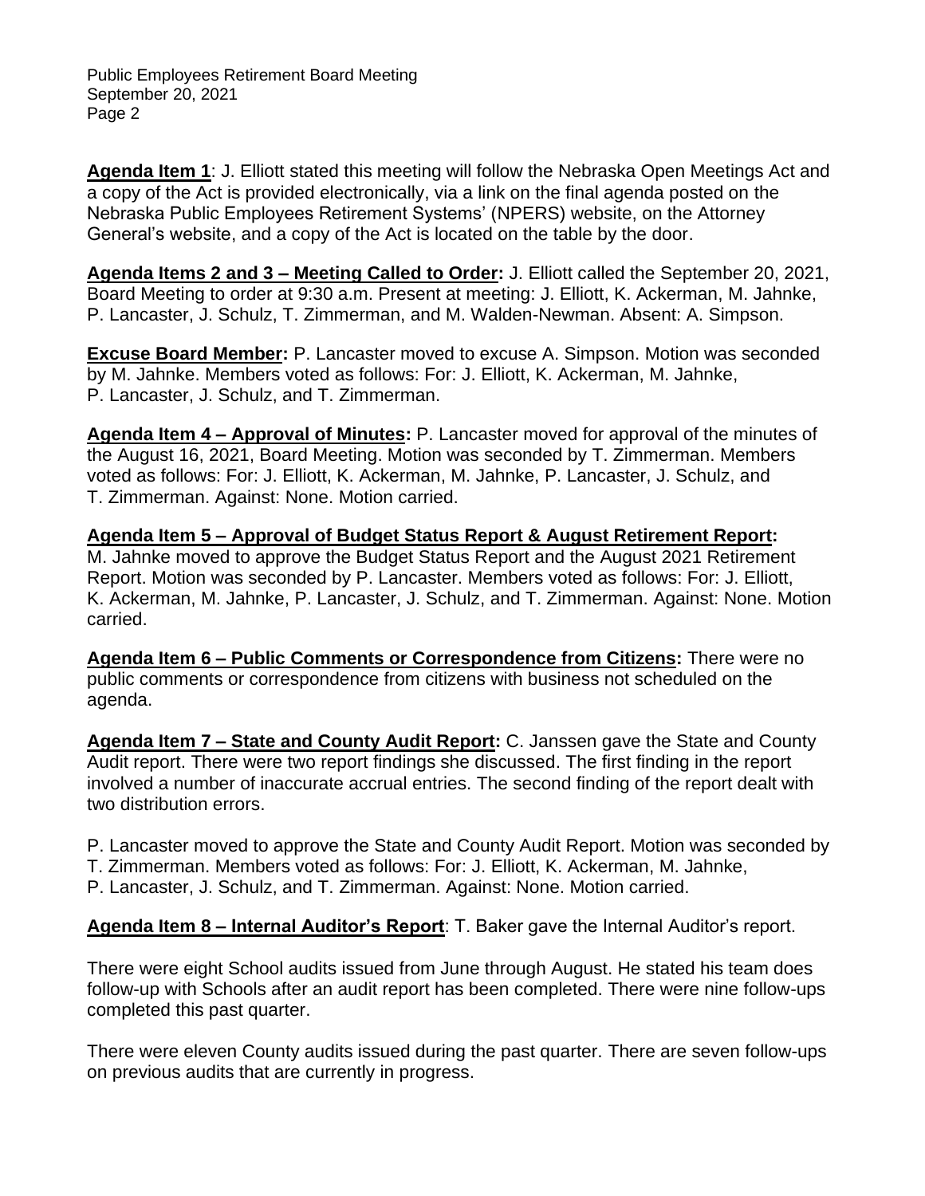**Agenda Item 1**: J. Elliott stated this meeting will follow the Nebraska Open Meetings Act and a copy of the Act is provided electronically, via a link on the final agenda posted on the Nebraska Public Employees Retirement Systems' (NPERS) website, on the Attorney General's website, and a copy of the Act is located on the table by the door.

**Agenda Items 2 and 3 – Meeting Called to Order:** J. Elliott called the September 20, 2021, Board Meeting to order at 9:30 a.m. Present at meeting: J. Elliott, K. Ackerman, M. Jahnke, P. Lancaster, J. Schulz, T. Zimmerman, and M. Walden-Newman. Absent: A. Simpson.

**Excuse Board Member:** P. Lancaster moved to excuse A. Simpson. Motion was seconded by M. Jahnke. Members voted as follows: For: J. Elliott, K. Ackerman, M. Jahnke, P. Lancaster, J. Schulz, and T. Zimmerman.

**Agenda Item 4 – Approval of Minutes:** P. Lancaster moved for approval of the minutes of the August 16, 2021, Board Meeting. Motion was seconded by T. Zimmerman. Members voted as follows: For: J. Elliott, K. Ackerman, M. Jahnke, P. Lancaster, J. Schulz, and T. Zimmerman. Against: None. Motion carried.

**Agenda Item 5 – Approval of Budget Status Report & August Retirement Report:** M. Jahnke moved to approve the Budget Status Report and the August 2021 Retirement Report. Motion was seconded by P. Lancaster. Members voted as follows: For: J. Elliott, K. Ackerman, M. Jahnke, P. Lancaster, J. Schulz, and T. Zimmerman. Against: None. Motion carried.

**Agenda Item 6 – Public Comments or Correspondence from Citizens:** There were no public comments or correspondence from citizens with business not scheduled on the agenda.

**Agenda Item 7 – State and County Audit Report:** C. Janssen gave the State and County Audit report. There were two report findings she discussed. The first finding in the report involved a number of inaccurate accrual entries. The second finding of the report dealt with two distribution errors.

P. Lancaster moved to approve the State and County Audit Report. Motion was seconded by T. Zimmerman. Members voted as follows: For: J. Elliott, K. Ackerman, M. Jahnke, P. Lancaster, J. Schulz, and T. Zimmerman. Against: None. Motion carried.

**Agenda Item 8 – Internal Auditor's Report**: T. Baker gave the Internal Auditor's report.

There were eight School audits issued from June through August. He stated his team does follow-up with Schools after an audit report has been completed. There were nine follow-ups completed this past quarter.

There were eleven County audits issued during the past quarter. There are seven follow-ups on previous audits that are currently in progress.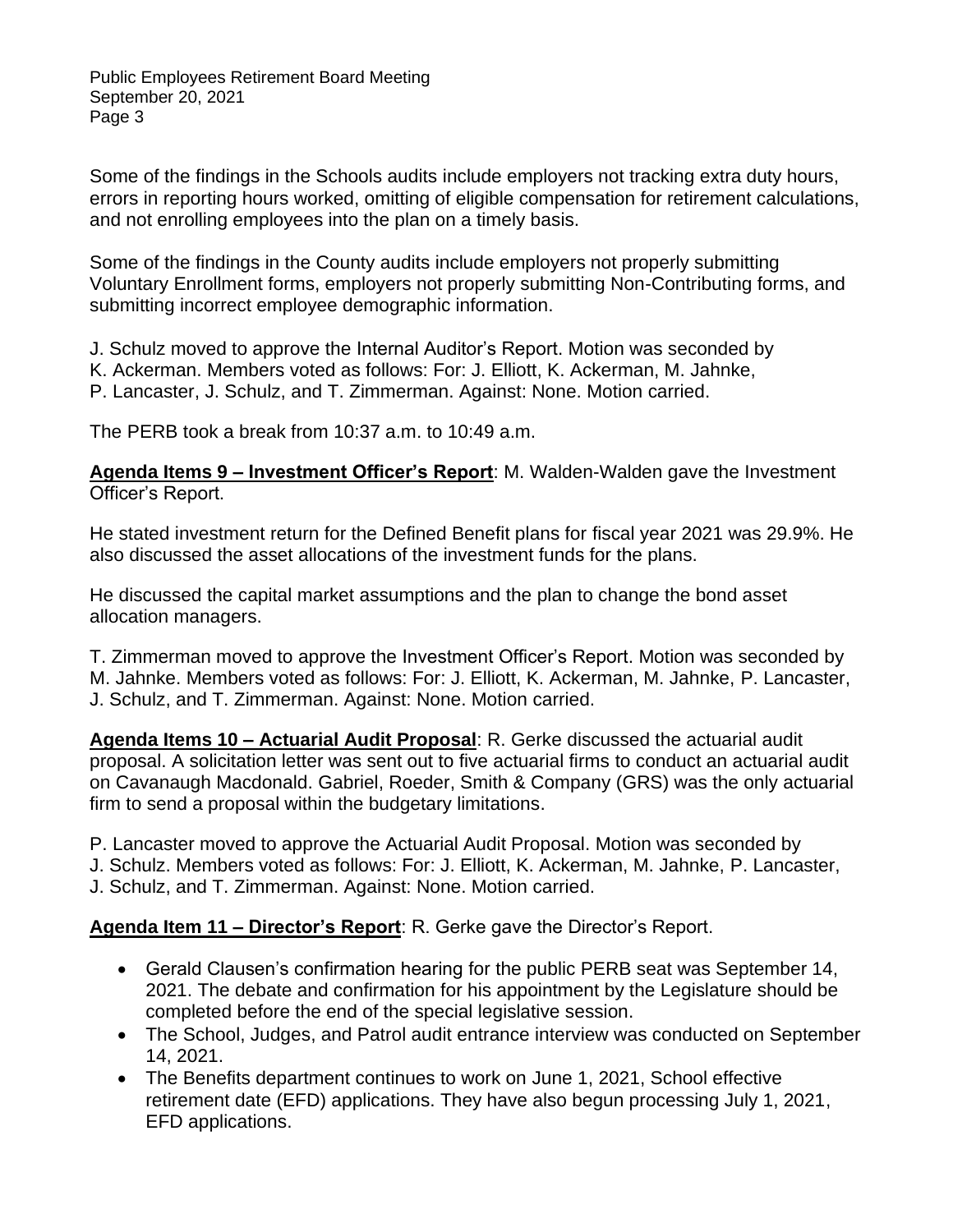Some of the findings in the Schools audits include employers not tracking extra duty hours, errors in reporting hours worked, omitting of eligible compensation for retirement calculations, and not enrolling employees into the plan on a timely basis.

Some of the findings in the County audits include employers not properly submitting Voluntary Enrollment forms, employers not properly submitting Non-Contributing forms, and submitting incorrect employee demographic information.

J. Schulz moved to approve the Internal Auditor's Report. Motion was seconded by K. Ackerman. Members voted as follows: For: J. Elliott, K. Ackerman, M. Jahnke, P. Lancaster, J. Schulz, and T. Zimmerman. Against: None. Motion carried.

The PERB took a break from 10:37 a.m. to 10:49 a.m.

**Agenda Items 9 – Investment Officer's Report**: M. Walden-Walden gave the Investment Officer's Report.

He stated investment return for the Defined Benefit plans for fiscal year 2021 was 29.9%. He also discussed the asset allocations of the investment funds for the plans.

He discussed the capital market assumptions and the plan to change the bond asset allocation managers.

T. Zimmerman moved to approve the Investment Officer's Report. Motion was seconded by M. Jahnke. Members voted as follows: For: J. Elliott, K. Ackerman, M. Jahnke, P. Lancaster, J. Schulz, and T. Zimmerman. Against: None. Motion carried.

**Agenda Items 10 – Actuarial Audit Proposal**: R. Gerke discussed the actuarial audit proposal. A solicitation letter was sent out to five actuarial firms to conduct an actuarial audit on Cavanaugh Macdonald. Gabriel, Roeder, Smith & Company (GRS) was the only actuarial firm to send a proposal within the budgetary limitations.

P. Lancaster moved to approve the Actuarial Audit Proposal. Motion was seconded by J. Schulz. Members voted as follows: For: J. Elliott, K. Ackerman, M. Jahnke, P. Lancaster, J. Schulz, and T. Zimmerman. Against: None. Motion carried.

**Agenda Item 11 – Director's Report**: R. Gerke gave the Director's Report.

- Gerald Clausen's confirmation hearing for the public PERB seat was September 14, 2021. The debate and confirmation for his appointment by the Legislature should be completed before the end of the special legislative session.
- The School, Judges, and Patrol audit entrance interview was conducted on September 14, 2021.
- The Benefits department continues to work on June 1, 2021, School effective retirement date (EFD) applications. They have also begun processing July 1, 2021, EFD applications.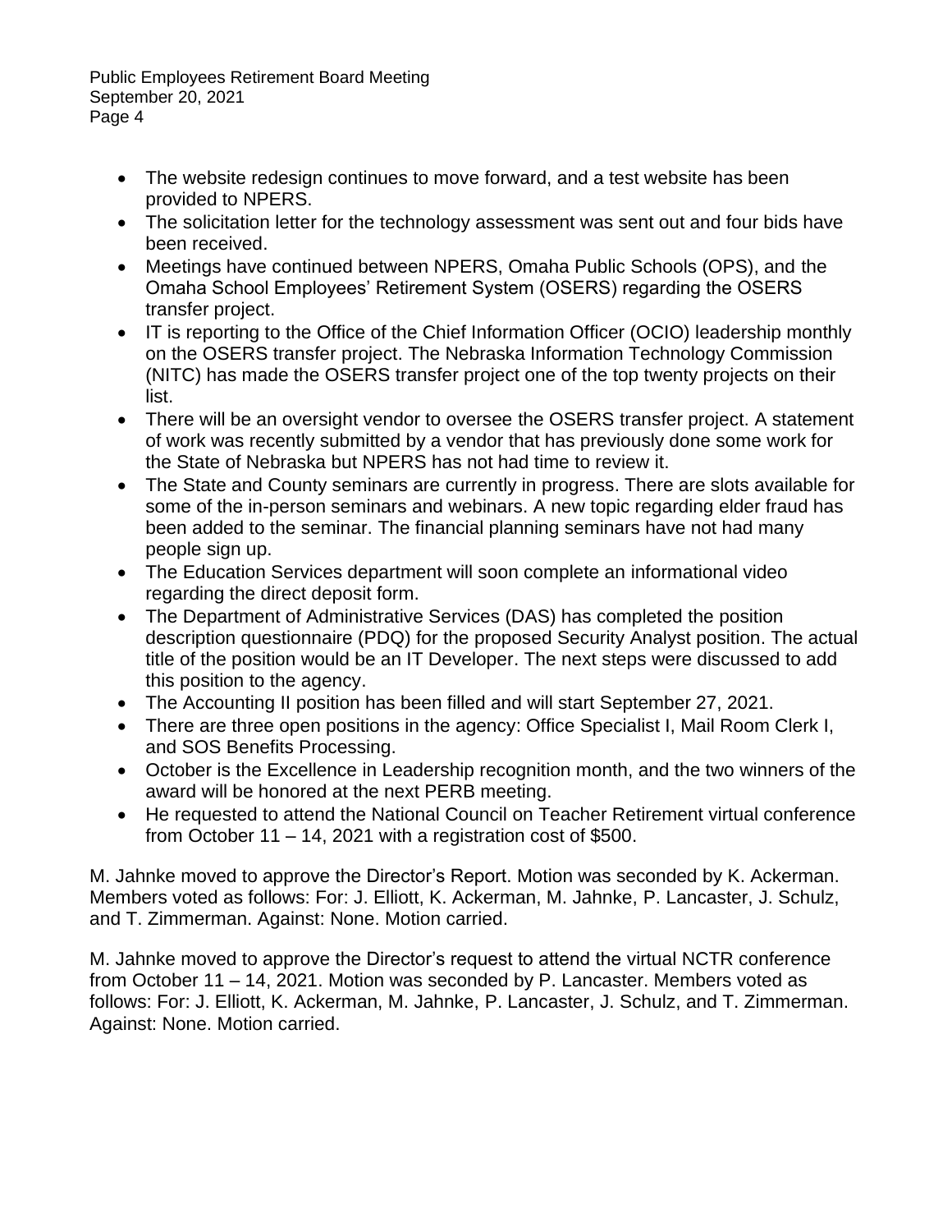- The website redesign continues to move forward, and a test website has been provided to NPERS.
- The solicitation letter for the technology assessment was sent out and four bids have been received.
- Meetings have continued between NPERS, Omaha Public Schools (OPS), and the Omaha School Employees' Retirement System (OSERS) regarding the OSERS transfer project.
- IT is reporting to the Office of the Chief Information Officer (OCIO) leadership monthly on the OSERS transfer project. The Nebraska Information Technology Commission (NITC) has made the OSERS transfer project one of the top twenty projects on their list.
- There will be an oversight vendor to oversee the OSERS transfer project. A statement of work was recently submitted by a vendor that has previously done some work for the State of Nebraska but NPERS has not had time to review it.
- The State and County seminars are currently in progress. There are slots available for some of the in-person seminars and webinars. A new topic regarding elder fraud has been added to the seminar. The financial planning seminars have not had many people sign up.
- The Education Services department will soon complete an informational video regarding the direct deposit form.
- The Department of Administrative Services (DAS) has completed the position description questionnaire (PDQ) for the proposed Security Analyst position. The actual title of the position would be an IT Developer. The next steps were discussed to add this position to the agency.
- The Accounting II position has been filled and will start September 27, 2021.
- There are three open positions in the agency: Office Specialist I, Mail Room Clerk I, and SOS Benefits Processing.
- October is the Excellence in Leadership recognition month, and the two winners of the award will be honored at the next PERB meeting.
- He requested to attend the National Council on Teacher Retirement virtual conference from October 11 – 14, 2021 with a registration cost of $500.

M. Jahnke moved to approve the Director's Report. Motion was seconded by K. Ackerman. Members voted as follows: For: J. Elliott, K. Ackerman, M. Jahnke, P. Lancaster, J. Schulz, and T. Zimmerman. Against: None. Motion carried.

M. Jahnke moved to approve the Director's request to attend the virtual NCTR conference from October 11 – 14, 2021. Motion was seconded by P. Lancaster. Members voted as follows: For: J. Elliott, K. Ackerman, M. Jahnke, P. Lancaster, J. Schulz, and T. Zimmerman. Against: None. Motion carried.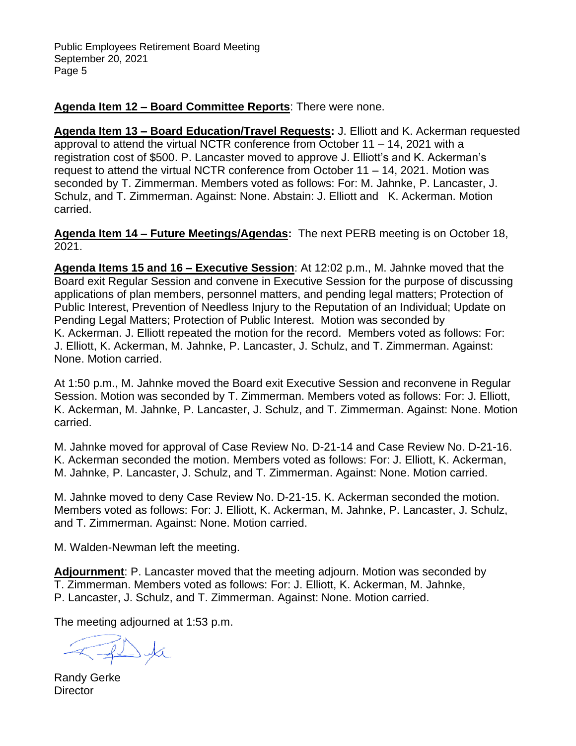**Agenda Item 12 – Board Committee Reports**: There were none.

**Agenda Item 13 – Board Education/Travel Requests:** J. Elliott and K. Ackerman requested approval to attend the virtual NCTR conference from October 11 – 14, 2021 with a registration cost of $500. P. Lancaster moved to approve J. Elliott's and K. Ackerman's request to attend the virtual NCTR conference from October 11 – 14, 2021. Motion was seconded by T. Zimmerman. Members voted as follows: For: M. Jahnke, P. Lancaster, J. Schulz, and T. Zimmerman. Against: None. Abstain: J. Elliott and K. Ackerman. Motion carried.

**Agenda Item 14 – Future Meetings/Agendas:** The next PERB meeting is on October 18, 2021.

**Agenda Items 15 and 16 – Executive Session**: At 12:02 p.m., M. Jahnke moved that the Board exit Regular Session and convene in Executive Session for the purpose of discussing applications of plan members, personnel matters, and pending legal matters; Protection of Public Interest, Prevention of Needless Injury to the Reputation of an Individual; Update on Pending Legal Matters; Protection of Public Interest. Motion was seconded by K. Ackerman. J. Elliott repeated the motion for the record. Members voted as follows: For: J. Elliott, K. Ackerman, M. Jahnke, P. Lancaster, J. Schulz, and T. Zimmerman. Against: None. Motion carried.

At 1:50 p.m., M. Jahnke moved the Board exit Executive Session and reconvene in Regular Session. Motion was seconded by T. Zimmerman. Members voted as follows: For: J. Elliott, K. Ackerman, M. Jahnke, P. Lancaster, J. Schulz, and T. Zimmerman. Against: None. Motion carried.

M. Jahnke moved for approval of Case Review No. D-21-14 and Case Review No. D-21-16. K. Ackerman seconded the motion. Members voted as follows: For: J. Elliott, K. Ackerman, M. Jahnke, P. Lancaster, J. Schulz, and T. Zimmerman. Against: None. Motion carried.

M. Jahnke moved to deny Case Review No. D-21-15. K. Ackerman seconded the motion. Members voted as follows: For: J. Elliott, K. Ackerman, M. Jahnke, P. Lancaster, J. Schulz, and T. Zimmerman. Against: None. Motion carried.

M. Walden-Newman left the meeting.

**Adjournment**: P. Lancaster moved that the meeting adjourn. Motion was seconded by T. Zimmerman. Members voted as follows: For: J. Elliott, K. Ackerman, M. Jahnke, P. Lancaster, J. Schulz, and T. Zimmerman. Against: None. Motion carried.

The meeting adjourned at 1:53 p.m.

Randy Gerke
Director